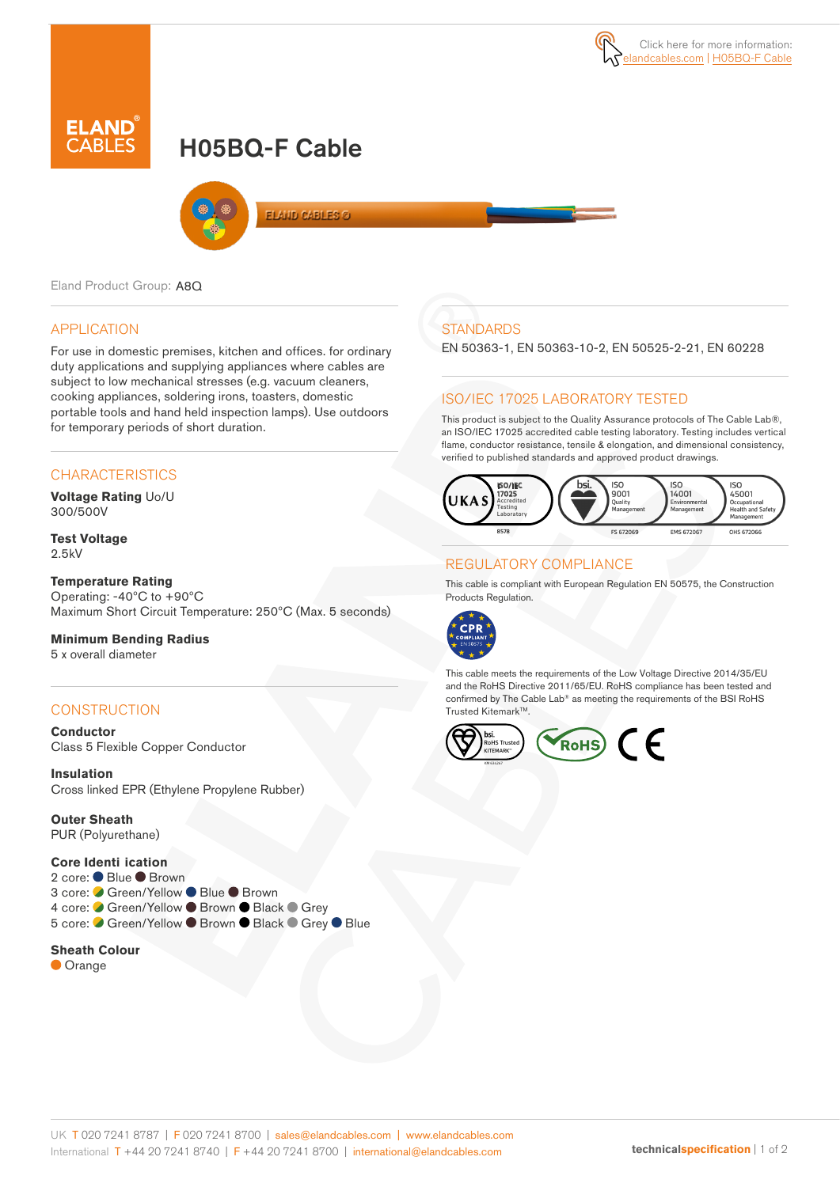Click here for more information: elandcables.com | H05BQ-F Cable

# H05BQ-F Cable

Eland Product Group: A8Q

## APPLICATION

For use in domestic premises, kitchen and offices. for ordinary duty applications and supplying appliances where cables are subject to low mechanical stresses (e.g. vacuum cleaners, cooking appliances, soldering irons, toasters, domestic portable tools and hand held inspection lamps). Use outdoors for temporary periods of short duration.

## CHARACTERISTICS

**Voltage Rating** Uo/U
300/500V

**Test Voltage**
2.5kV

**Temperature Rating**
Operating: -40°C to +90°C
Maximum Short Circuit Temperature: 250°C (Max. 5 seconds)

**Minimum Bending Radius**
5 x overall diameter

## CONSTRUCTION

**Conductor**
Class 5 Flexible Copper Conductor

**Insulation**
Cross linked EPR (Ethylene Propylene Rubber)

**Outer Sheath**
PUR (Polyurethane)

**Core Identi ication**
2 core: Blue, Brown
3 core: Green/Yellow, Blue, Brown
4 core: Green/Yellow, Brown, Black, Grey
5 core: Green/Yellow, Brown, Black, Grey, Blue

**Sheath Colour**
Orange

## STANDARDS

EN 50363-1, EN 50363-10-2, EN 50525-2-21, EN 60228

## ISO/IEC 17025 LABORATORY TESTED

This product is subject to the Quality Assurance protocols of The Cable Lab®, an ISO/IEC 17025 accredited cable testing laboratory. Testing includes vertical flame, conductor resistance, tensile & elongation, and dimensional consistency, verified to published standards and approved product drawings.

UKAS ISO/IEC 17025 Accredited Testing Laboratory 8578 | bsi. ISO 9001 Quality Management FS 672069 | ISO 14001 Environmental Management EMS 672067 | ISO 45001 Occupational Health and Safety Management OHS 672066

## REGULATORY COMPLIANCE

This cable is compliant with European Regulation EN 50575, the Construction Products Regulation.

CPR COMPLIANT EN 50575

This cable meets the requirements of the Low Voltage Directive 2014/35/EU and the RoHS Directive 2011/65/EU. RoHS compliance has been tested and confirmed by The Cable Lab® as meeting the requirements of the BSI RoHS Trusted Kitemark™.

bsi. RoHS Trusted KITEMARK™ | RoHS | CE

UK T 020 7241 8787 | F 020 7241 8700 | sales@elandcables.com | www.elandcables.com
International T +44 20 7241 8740 | F +44 20 7241 8700 | international@elandcables.com

technicalspecification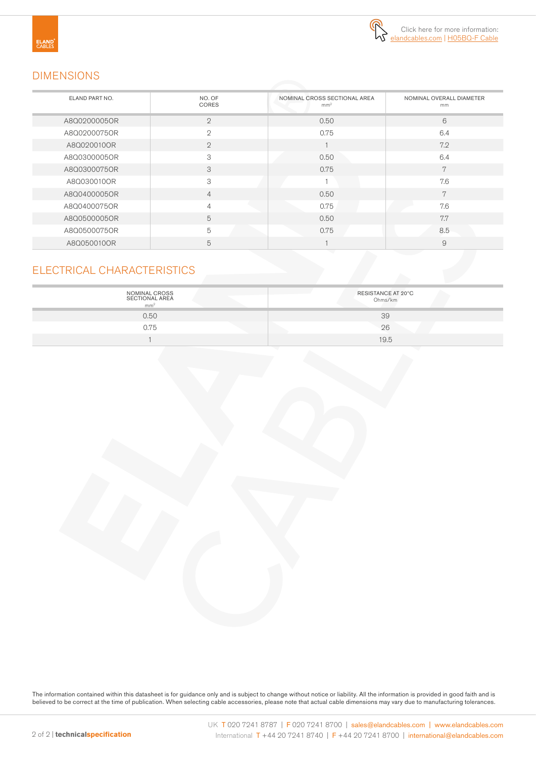Click here for more information: elandcables.com | H05BQ-F Cable

## DIMENSIONS

| ELAND PART NO. | NO. OF CORES | NOMINAL CROSS SECTIONAL AREA mm² | NOMINAL OVERALL DIAMETER mm |
|---|---|---|---|
| A8Q0200005OR | 2 | 0.50 | 6 |
| A8Q0200075OR | 2 | 0.75 | 6.4 |
| A8Q020010OR | 2 | 1 | 7.2 |
| A8Q0300005OR | 3 | 0.50 | 6.4 |
| A8Q0300075OR | 3 | 0.75 | 7 |
| A8Q030010OR | 3 | 1 | 7.6 |
| A8Q0400005OR | 4 | 0.50 | 7 |
| A8Q0400075OR | 4 | 0.75 | 7.6 |
| A8Q0500005OR | 5 | 0.50 | 7.7 |
| A8Q0500075OR | 5 | 0.75 | 8.5 |
| A8Q050010OR | 5 | 1 | 9 |

## ELECTRICAL CHARACTERISTICS

| NOMINAL CROSS SECTIONAL AREA mm² | RESISTANCE AT 20°C Ohms/km |
|---|---|
| 0.50 | 39 |
| 0.75 | 26 |
| 1 | 19.5 |

The information contained within this datasheet is for guidance only and is subject to change without notice or liability. All the information is provided in good faith and is believed to be correct at the time of publication. When selecting cable accessories, please note that actual cable dimensions may vary due to manufacturing tolerances.

UK T 020 7241 8787 | F 020 7241 8700 | sales@elandcables.com | www.elandcables.com
International T +44 20 7241 8740 | F +44 20 7241 8700 | international@elandcables.com